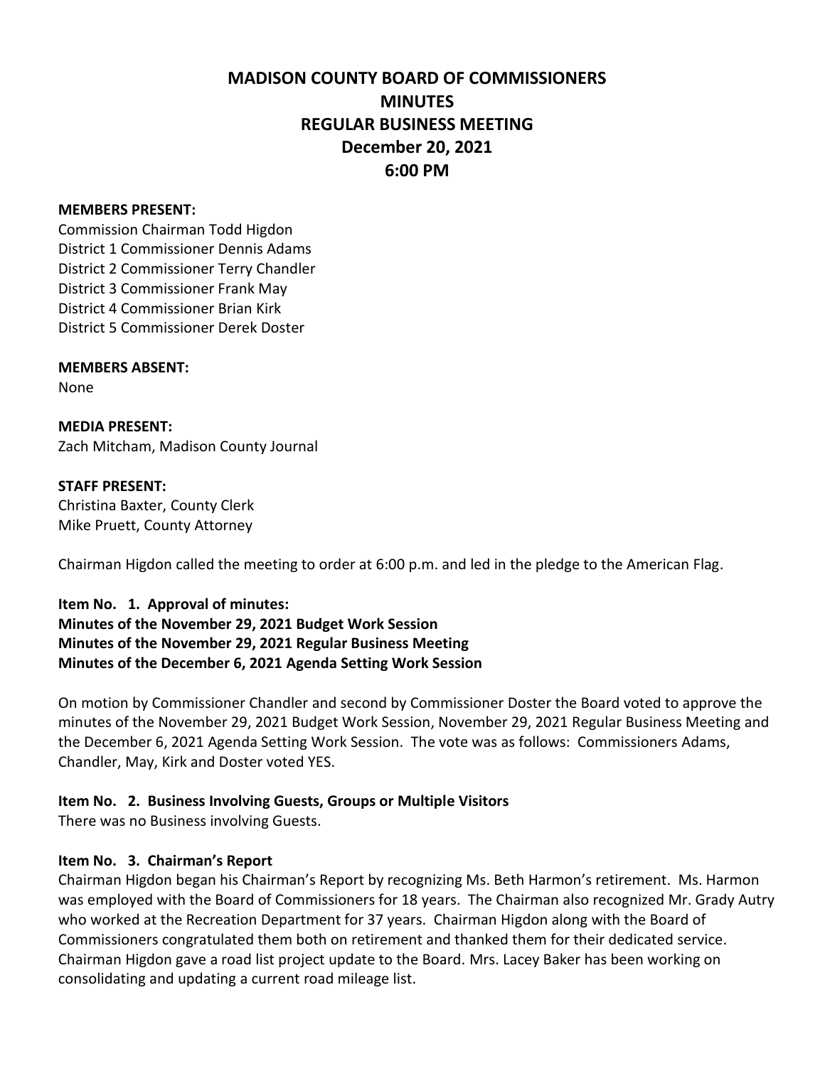# MADISON COUNTY BOARD OF COMMISSIONERS
# MINUTES
# REGULAR BUSINESS MEETING
# December 20, 2021
# 6:00 PM

**MEMBERS PRESENT:**
Commission Chairman Todd Higdon
District 1 Commissioner Dennis Adams
District 2 Commissioner Terry Chandler
District 3 Commissioner Frank May
District 4 Commissioner Brian Kirk
District 5 Commissioner Derek Doster

**MEMBERS ABSENT:**
None

**MEDIA PRESENT:**
Zach Mitcham, Madison County Journal

**STAFF PRESENT:**
Christina Baxter, County Clerk
Mike Pruett, County Attorney

Chairman Higdon called the meeting to order at 6:00 p.m. and led in the pledge to the American Flag.

**Item No. 1. Approval of minutes:**
**Minutes of the November 29, 2021 Budget Work Session**
**Minutes of the November 29, 2021 Regular Business Meeting**
**Minutes of the December 6, 2021 Agenda Setting Work Session**

On motion by Commissioner Chandler and second by Commissioner Doster the Board voted to approve the minutes of the November 29, 2021 Budget Work Session, November 29, 2021 Regular Business Meeting and the December 6, 2021 Agenda Setting Work Session. The vote was as follows: Commissioners Adams, Chandler, May, Kirk and Doster voted YES.

**Item No. 2. Business Involving Guests, Groups or Multiple Visitors**
There was no Business involving Guests.

**Item No. 3. Chairman's Report**
Chairman Higdon began his Chairman's Report by recognizing Ms. Beth Harmon's retirement. Ms. Harmon was employed with the Board of Commissioners for 18 years. The Chairman also recognized Mr. Grady Autry who worked at the Recreation Department for 37 years. Chairman Higdon along with the Board of Commissioners congratulated them both on retirement and thanked them for their dedicated service. Chairman Higdon gave a road list project update to the Board. Mrs. Lacey Baker has been working on consolidating and updating a current road mileage list.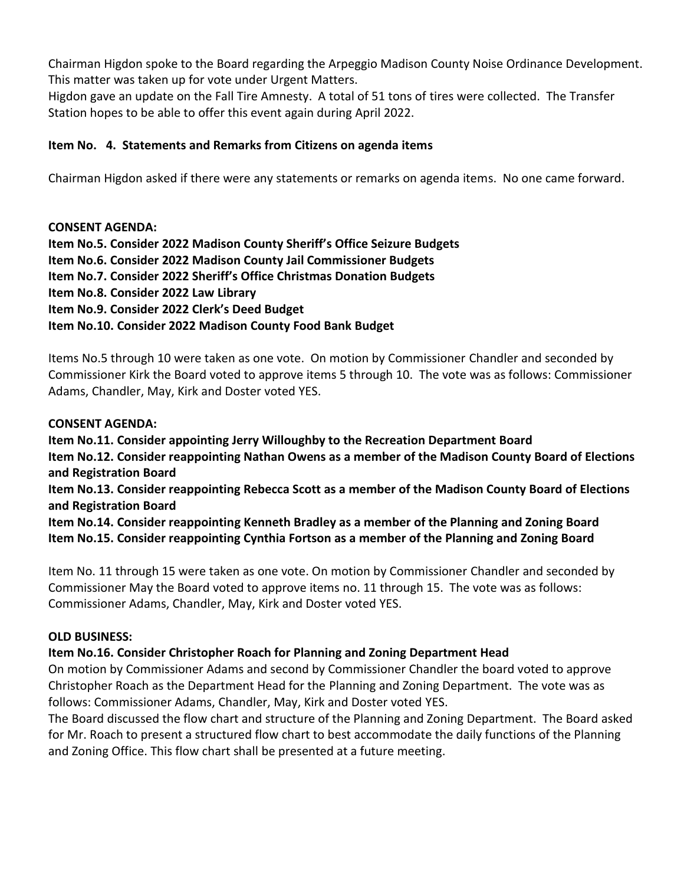Chairman Higdon spoke to the Board regarding the Arpeggio Madison County Noise Ordinance Development. This matter was taken up for vote under Urgent Matters.
Higdon gave an update on the Fall Tire Amnesty. A total of 51 tons of tires were collected. The Transfer Station hopes to be able to offer this event again during April 2022.

**Item No. 4. Statements and Remarks from Citizens on agenda items**

Chairman Higdon asked if there were any statements or remarks on agenda items. No one came forward.

**CONSENT AGENDA:**
**Item No.5. Consider 2022 Madison County Sheriff's Office Seizure Budgets**
**Item No.6. Consider 2022 Madison County Jail Commissioner Budgets**
**Item No.7. Consider 2022 Sheriff's Office Christmas Donation Budgets**
**Item No.8. Consider 2022 Law Library**
**Item No.9. Consider 2022 Clerk's Deed Budget**
**Item No.10. Consider 2022 Madison County Food Bank Budget**

Items No.5 through 10 were taken as one vote. On motion by Commissioner Chandler and seconded by Commissioner Kirk the Board voted to approve items 5 through 10. The vote was as follows: Commissioner Adams, Chandler, May, Kirk and Doster voted YES.

**CONSENT AGENDA:**
**Item No.11. Consider appointing Jerry Willoughby to the Recreation Department Board**
**Item No.12. Consider reappointing Nathan Owens as a member of the Madison County Board of Elections and Registration Board**
**Item No.13. Consider reappointing Rebecca Scott as a member of the Madison County Board of Elections and Registration Board**
**Item No.14. Consider reappointing Kenneth Bradley as a member of the Planning and Zoning Board**
**Item No.15. Consider reappointing Cynthia Fortson as a member of the Planning and Zoning Board**

Item No. 11 through 15 were taken as one vote. On motion by Commissioner Chandler and seconded by Commissioner May the Board voted to approve items no. 11 through 15. The vote was as follows: Commissioner Adams, Chandler, May, Kirk and Doster voted YES.

**OLD BUSINESS:**
**Item No.16. Consider Christopher Roach for Planning and Zoning Department Head**
On motion by Commissioner Adams and second by Commissioner Chandler the board voted to approve Christopher Roach as the Department Head for the Planning and Zoning Department. The vote was as follows: Commissioner Adams, Chandler, May, Kirk and Doster voted YES.
The Board discussed the flow chart and structure of the Planning and Zoning Department. The Board asked for Mr. Roach to present a structured flow chart to best accommodate the daily functions of the Planning and Zoning Office. This flow chart shall be presented at a future meeting.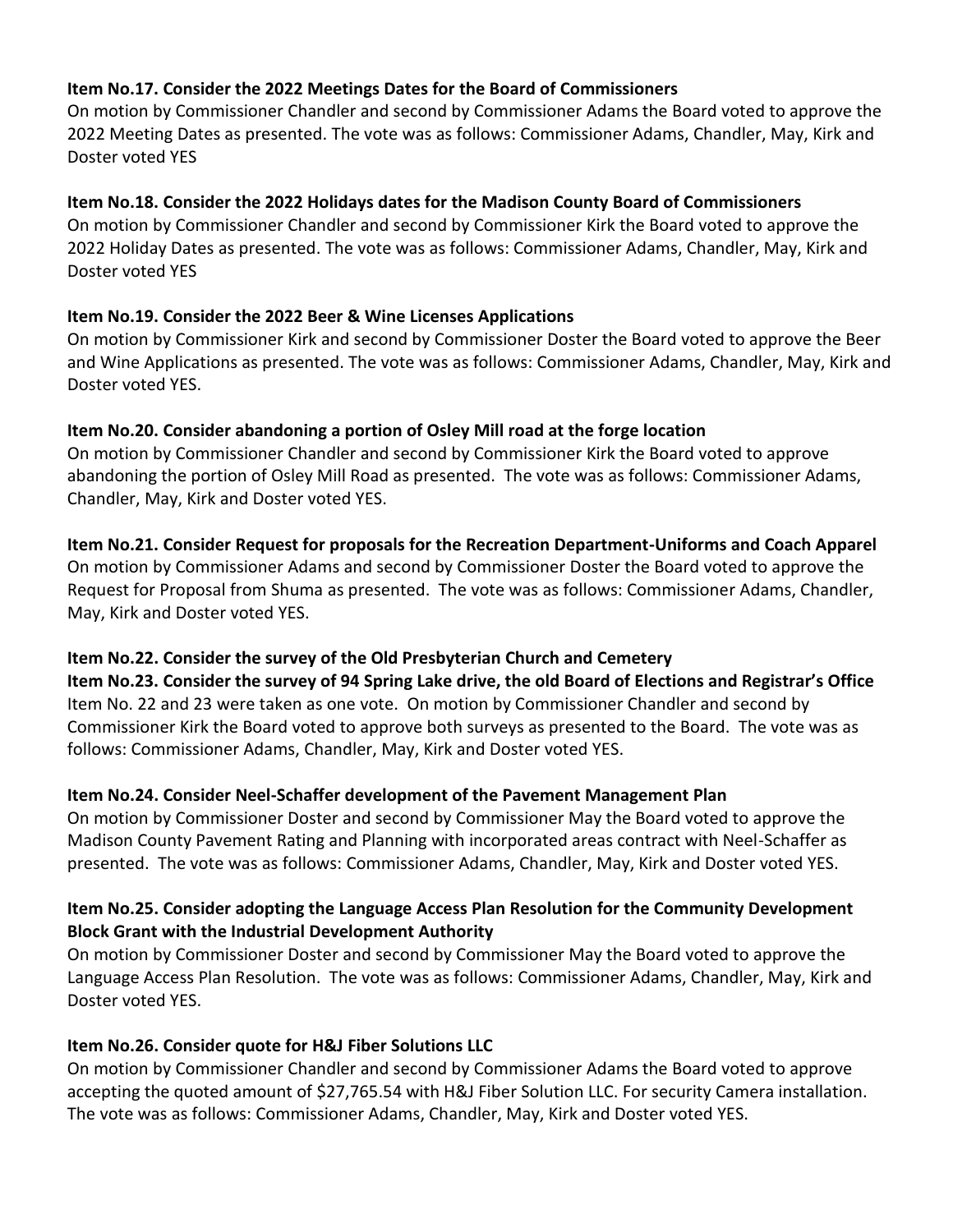**Item No.17. Consider the 2022 Meetings Dates for the Board of Commissioners**
On motion by Commissioner Chandler and second by Commissioner Adams the Board voted to approve the 2022 Meeting Dates as presented. The vote was as follows: Commissioner Adams, Chandler, May, Kirk and Doster voted YES

**Item No.18. Consider the 2022 Holidays dates for the Madison County Board of Commissioners**
On motion by Commissioner Chandler and second by Commissioner Kirk the Board voted to approve the 2022 Holiday Dates as presented. The vote was as follows: Commissioner Adams, Chandler, May, Kirk and Doster voted YES

**Item No.19. Consider the 2022 Beer & Wine Licenses Applications**
On motion by Commissioner Kirk and second by Commissioner Doster the Board voted to approve the Beer and Wine Applications as presented. The vote was as follows: Commissioner Adams, Chandler, May, Kirk and Doster voted YES.

**Item No.20. Consider abandoning a portion of Osley Mill road at the forge location**
On motion by Commissioner Chandler and second by Commissioner Kirk the Board voted to approve abandoning the portion of Osley Mill Road as presented. The vote was as follows: Commissioner Adams, Chandler, May, Kirk and Doster voted YES.

**Item No.21. Consider Request for proposals for the Recreation Department-Uniforms and Coach Apparel**
On motion by Commissioner Adams and second by Commissioner Doster the Board voted to approve the Request for Proposal from Shuma as presented. The vote was as follows: Commissioner Adams, Chandler, May, Kirk and Doster voted YES.

**Item No.22. Consider the survey of the Old Presbyterian Church and Cemetery**
**Item No.23. Consider the survey of 94 Spring Lake drive, the old Board of Elections and Registrar's Office**
Item No. 22 and 23 were taken as one vote. On motion by Commissioner Chandler and second by Commissioner Kirk the Board voted to approve both surveys as presented to the Board. The vote was as follows: Commissioner Adams, Chandler, May, Kirk and Doster voted YES.

**Item No.24. Consider Neel-Schaffer development of the Pavement Management Plan**
On motion by Commissioner Doster and second by Commissioner May the Board voted to approve the Madison County Pavement Rating and Planning with incorporated areas contract with Neel-Schaffer as presented. The vote was as follows: Commissioner Adams, Chandler, May, Kirk and Doster voted YES.

**Item No.25. Consider adopting the Language Access Plan Resolution for the Community Development Block Grant with the Industrial Development Authority**
On motion by Commissioner Doster and second by Commissioner May the Board voted to approve the Language Access Plan Resolution. The vote was as follows: Commissioner Adams, Chandler, May, Kirk and Doster voted YES.

**Item No.26. Consider quote for H&J Fiber Solutions LLC**
On motion by Commissioner Chandler and second by Commissioner Adams the Board voted to approve accepting the quoted amount of $27,765.54 with H&J Fiber Solution LLC. For security Camera installation. The vote was as follows: Commissioner Adams, Chandler, May, Kirk and Doster voted YES.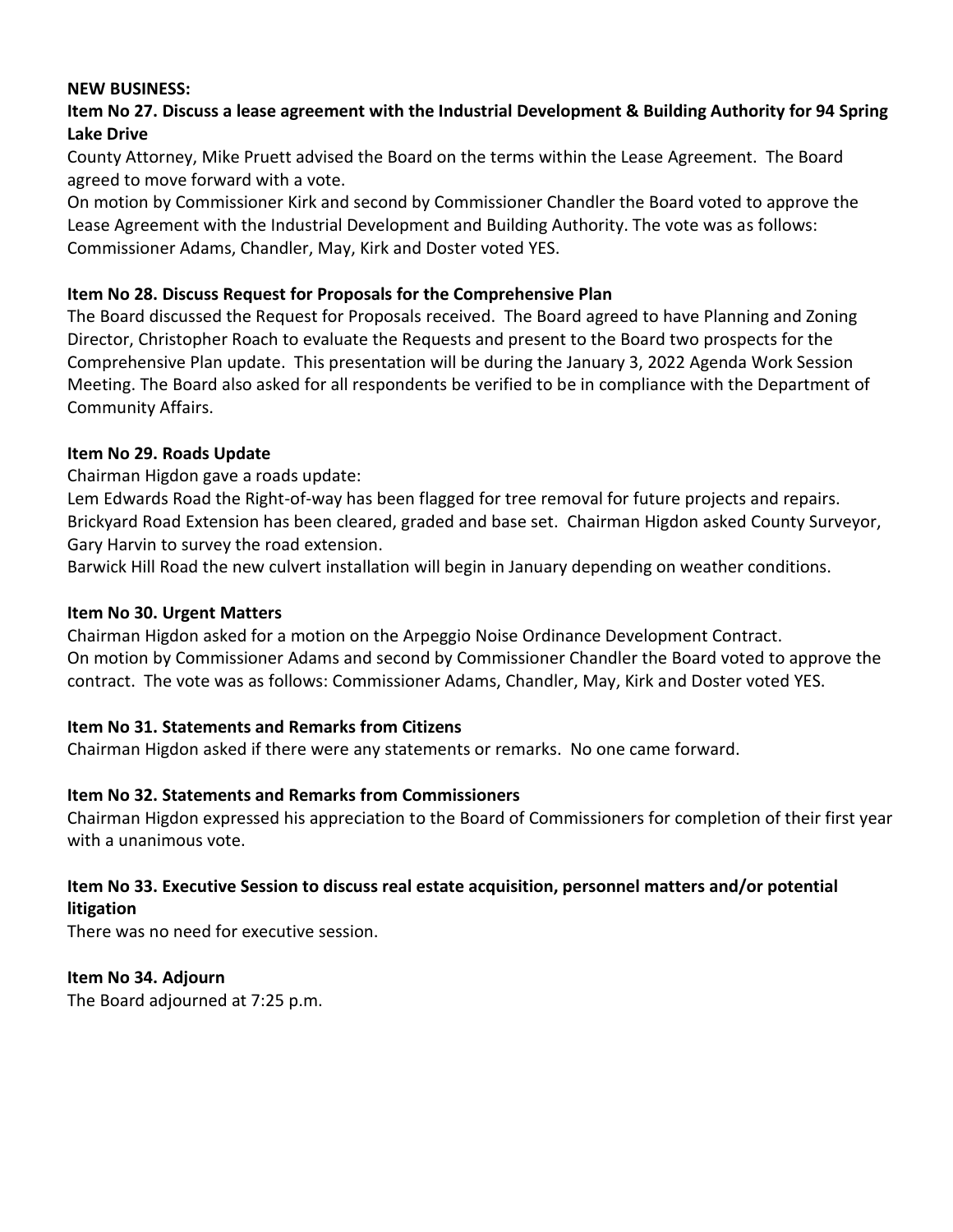**NEW BUSINESS:**

**Item No 27. Discuss a lease agreement with the Industrial Development & Building Authority for 94 Spring Lake Drive**

County Attorney, Mike Pruett advised the Board on the terms within the Lease Agreement. The Board agreed to move forward with a vote.

On motion by Commissioner Kirk and second by Commissioner Chandler the Board voted to approve the Lease Agreement with the Industrial Development and Building Authority. The vote was as follows: Commissioner Adams, Chandler, May, Kirk and Doster voted YES.

**Item No 28. Discuss Request for Proposals for the Comprehensive Plan**

The Board discussed the Request for Proposals received. The Board agreed to have Planning and Zoning Director, Christopher Roach to evaluate the Requests and present to the Board two prospects for the Comprehensive Plan update. This presentation will be during the January 3, 2022 Agenda Work Session Meeting. The Board also asked for all respondents be verified to be in compliance with the Department of Community Affairs.

**Item No 29. Roads Update**

Chairman Higdon gave a roads update:

Lem Edwards Road the Right-of-way has been flagged for tree removal for future projects and repairs.

Brickyard Road Extension has been cleared, graded and base set. Chairman Higdon asked County Surveyor, Gary Harvin to survey the road extension.

Barwick Hill Road the new culvert installation will begin in January depending on weather conditions.

**Item No 30. Urgent Matters**

Chairman Higdon asked for a motion on the Arpeggio Noise Ordinance Development Contract.

On motion by Commissioner Adams and second by Commissioner Chandler the Board voted to approve the contract. The vote was as follows: Commissioner Adams, Chandler, May, Kirk and Doster voted YES.

**Item No 31. Statements and Remarks from Citizens**

Chairman Higdon asked if there were any statements or remarks. No one came forward.

**Item No 32. Statements and Remarks from Commissioners**

Chairman Higdon expressed his appreciation to the Board of Commissioners for completion of their first year with a unanimous vote.

**Item No 33. Executive Session to discuss real estate acquisition, personnel matters and/or potential litigation**

There was no need for executive session.

**Item No 34. Adjourn**

The Board adjourned at 7:25 p.m.